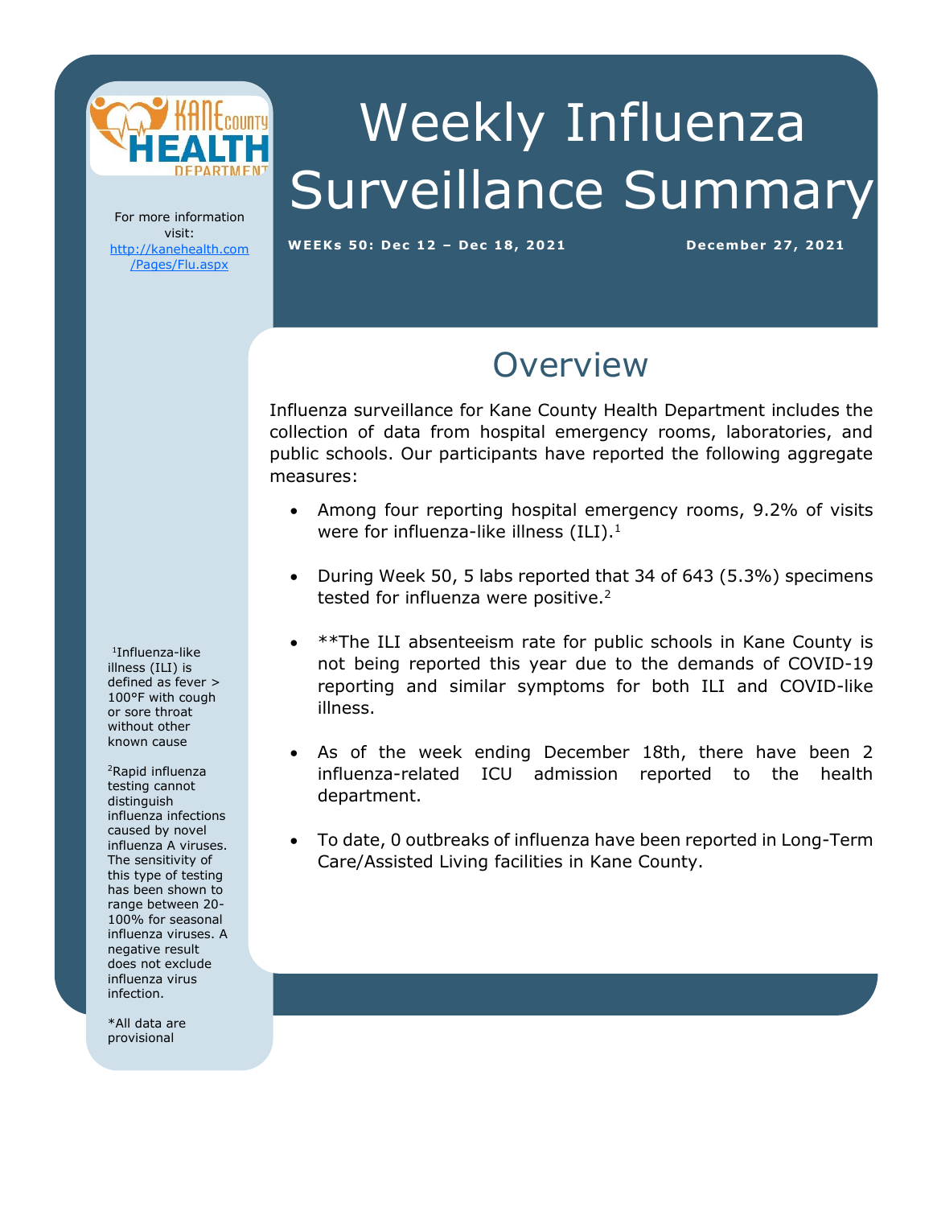# Weekly Influenza Surveillance Summary

**WEEKs 50: Dec 12 – Dec 18, 2021** **December 27, 2021**

For more information visit: [http://kanehealth.com/Pages/Flu.aspx](http://kanehealth.com/Pages/Flu.aspx)

## Overview

Influenza surveillance for Kane County Health Department includes the collection of data from hospital emergency rooms, laboratories, and public schools. Our participants have reported the following aggregate measures:

- Among four reporting hospital emergency rooms, 9.2% of visits were for influenza-like illness (ILI).[1]
- During Week 50, 5 labs reported that 34 of 643 (5.3%) specimens tested for influenza were positive.[2]
- **The ILI absenteeism rate for public schools in Kane County is not being reported this year due to the demands of COVID-19 reporting and similar symptoms for both ILI and COVID-like illness.
- As of the week ending December 18th, there have been 2 influenza-related ICU admission reported to the health department.
- To date, 0 outbreaks of influenza have been reported in Long-Term Care/Assisted Living facilities in Kane County.

[1]Influenza-like illness (ILI) is defined as fever > 100°F with cough or sore throat without other known cause

[2]Rapid influenza testing cannot distinguish influenza infections caused by novel influenza A viruses. The sensitivity of this type of testing has been shown to range between 20-100% for seasonal influenza viruses. A negative result does not exclude influenza virus infection.

*All data are provisional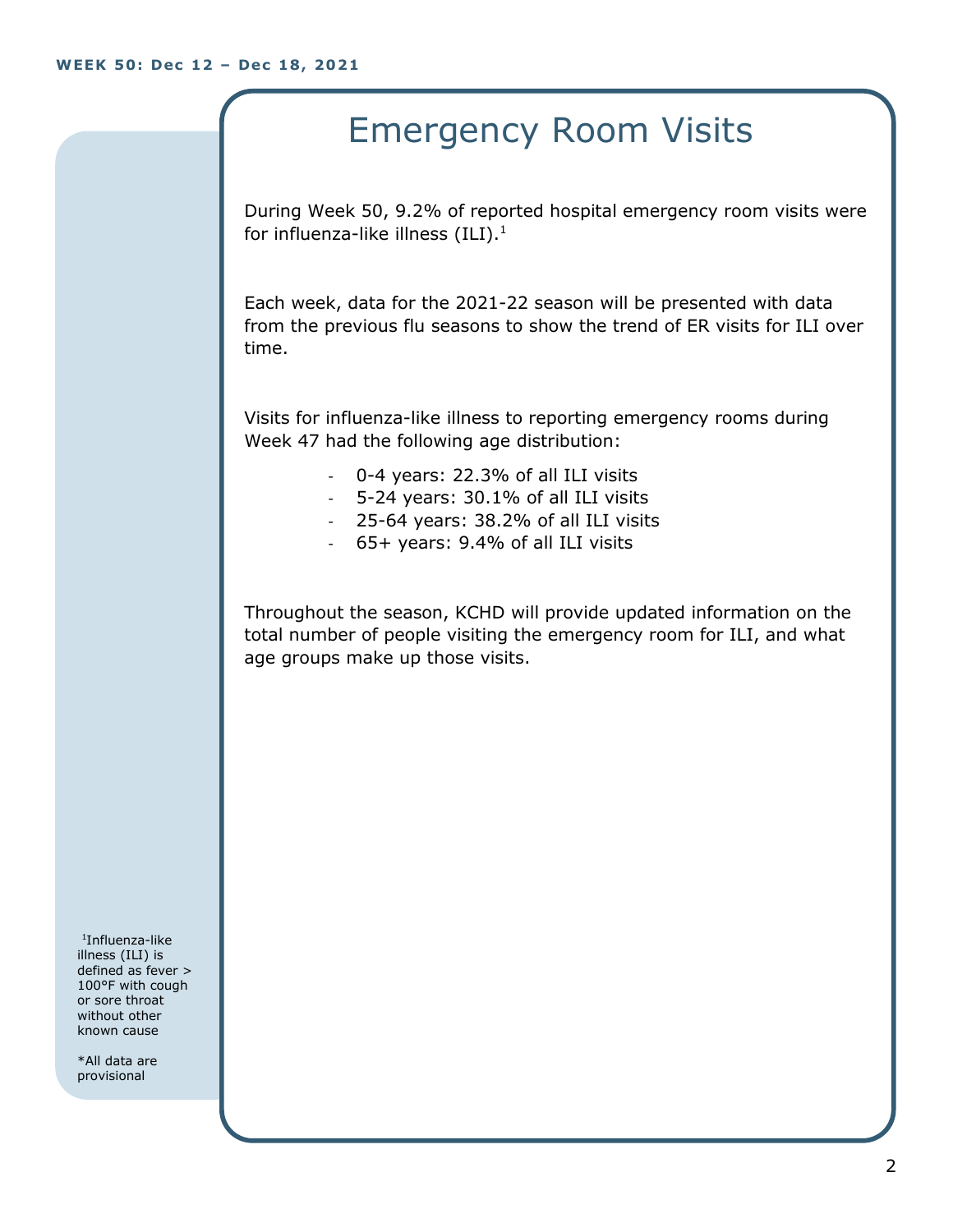# Emergency Room Visits

During Week 50, 9.2% of reported hospital emergency room visits were for influenza-like illness (ILI).[1]

Each week, data for the 2021-22 season will be presented with data from the previous flu seasons to show the trend of ER visits for ILI over time.

Visits for influenza-like illness to reporting emergency rooms during Week 47 had the following age distribution:

- 0-4 years: 22.3% of all ILI visits
- 5-24 years: 30.1% of all ILI visits
- 25-64 years: 38.2% of all ILI visits
- 65+ years: 9.4% of all ILI visits

Throughout the season, KCHD will provide updated information on the total number of people visiting the emergency room for ILI, and what age groups make up those visits.

[1]Influenza-like illness (ILI) is defined as fever > 100°F with cough or sore throat without other known cause

*All data are provisional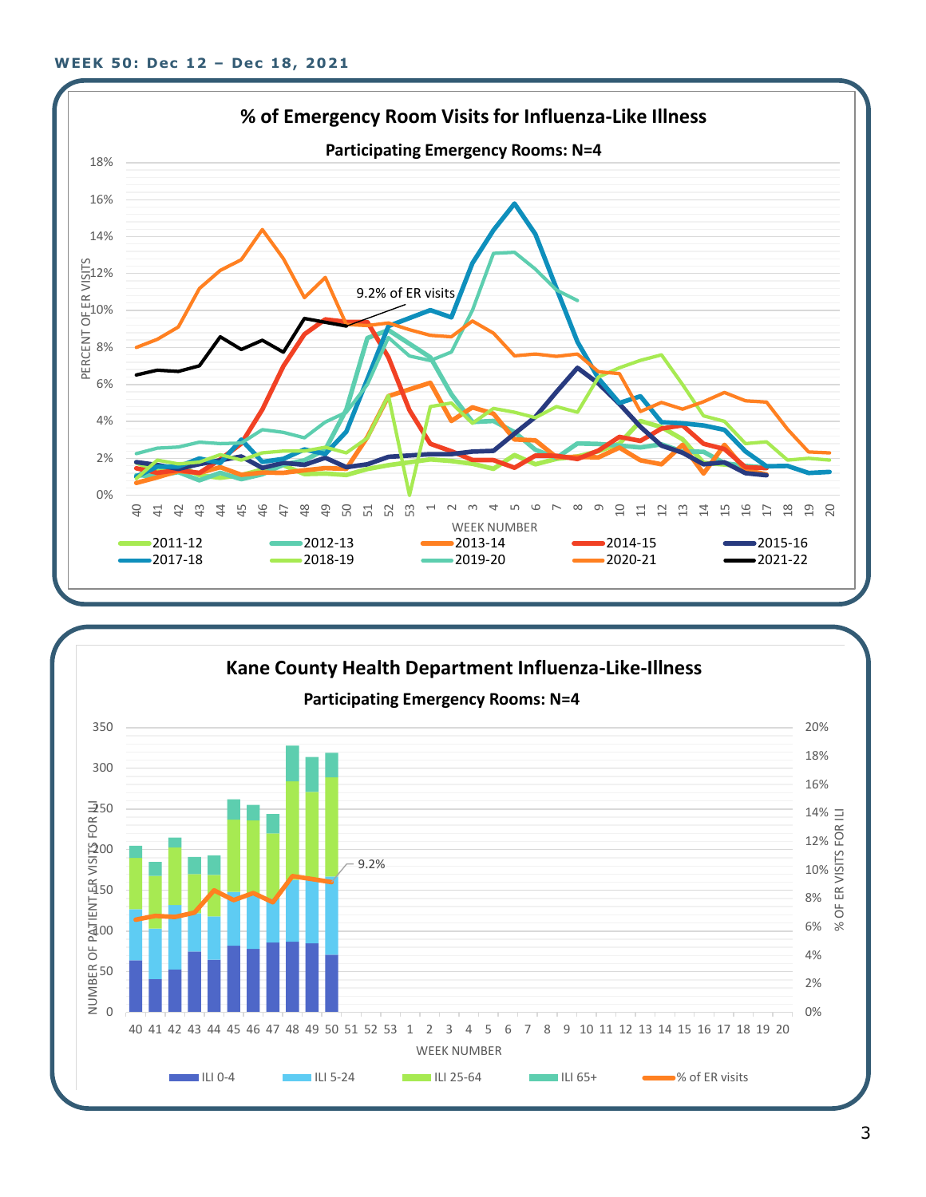**WEEK 50: Dec 12 – Dec 18, 2021**

## % of Emergency Room Visits for Influenza-Like Illness

**Participating Emergency Rooms: N=4**

9.2% of ER visits

PERCENT OF ER VISITS: 0%, 2%, 4%, 6%, 8%, 10%, 12%, 14%, 16%, 18%

WEEK NUMBER: 40 41 42 43 44 45 46 47 48 49 50 51 52 53 1 2 3 4 5 6 7 8 9 10 11 12 13 14 15 16 17 18 19 20

Legend: 2011-12, 2012-13, 2013-14, 2014-15, 2015-16, 2017-18, 2018-19, 2019-20, 2020-21, 2021-22

## Kane County Health Department Influenza-Like-Illness

**Participating Emergency Rooms: N=4**

9.2%

NUMBER OF PATIENT ER VISITS FOR ILI: 0, 50, 100, 150, 200, 250, 300, 350

% OF ER VISITS FOR ILI: 0%, 2%, 4%, 6%, 8%, 10%, 12%, 14%, 16%, 18%, 20%

WEEK NUMBER: 40 41 42 43 44 45 46 47 48 49 50 51 52 53 1 2 3 4 5 6 7 8 9 10 11 12 13 14 15 16 17 18 19 20

Legend: ILI 0-4, ILI 5-24, ILI 25-64, ILI 65+, % of ER visits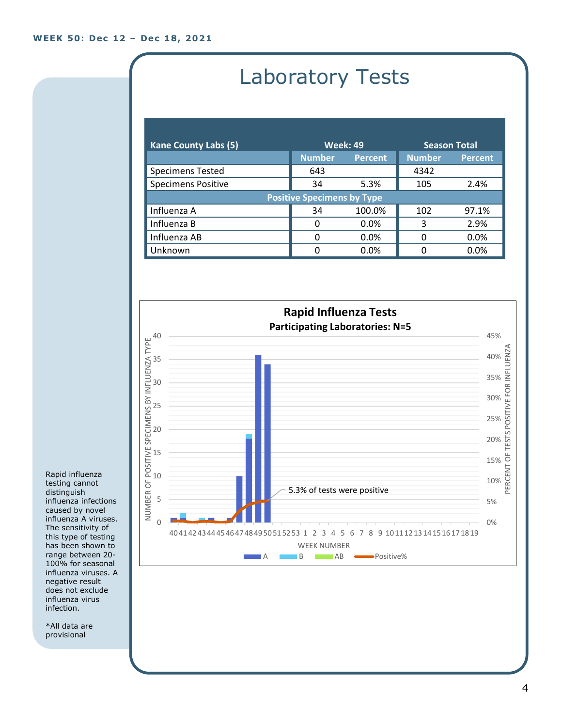WEEK 50: Dec 12 – Dec 18, 2021

# Laboratory Tests

| Kane County Labs (5) | Week: 49 | | Season Total | |
|---|---|---|---|---|
| | Number | Percent | Number | Percent |
| Specimens Tested | 643 | | 4342 | |
| Specimens Positive | 34 | 5.3% | 105 | 2.4% |
| **Positive Specimens by Type** | | | | |
| Influenza A | 34 | 100.0% | 102 | 97.1% |
| Influenza B | 0 | 0.0% | 3 | 2.9% |
| Influenza AB | 0 | 0.0% | 0 | 0.0% |
| Unknown | 0 | 0.0% | 0 | 0.0% |

**Rapid Influenza Tests**

**Participating Laboratories: N=5**

5.3% of tests were positive

Rapid influenza testing cannot distinguish influenza infections caused by novel influenza A viruses. The sensitivity of this type of testing has been shown to range between 20-100% for seasonal influenza viruses. A negative result does not exclude influenza virus infection.

*All data are provisional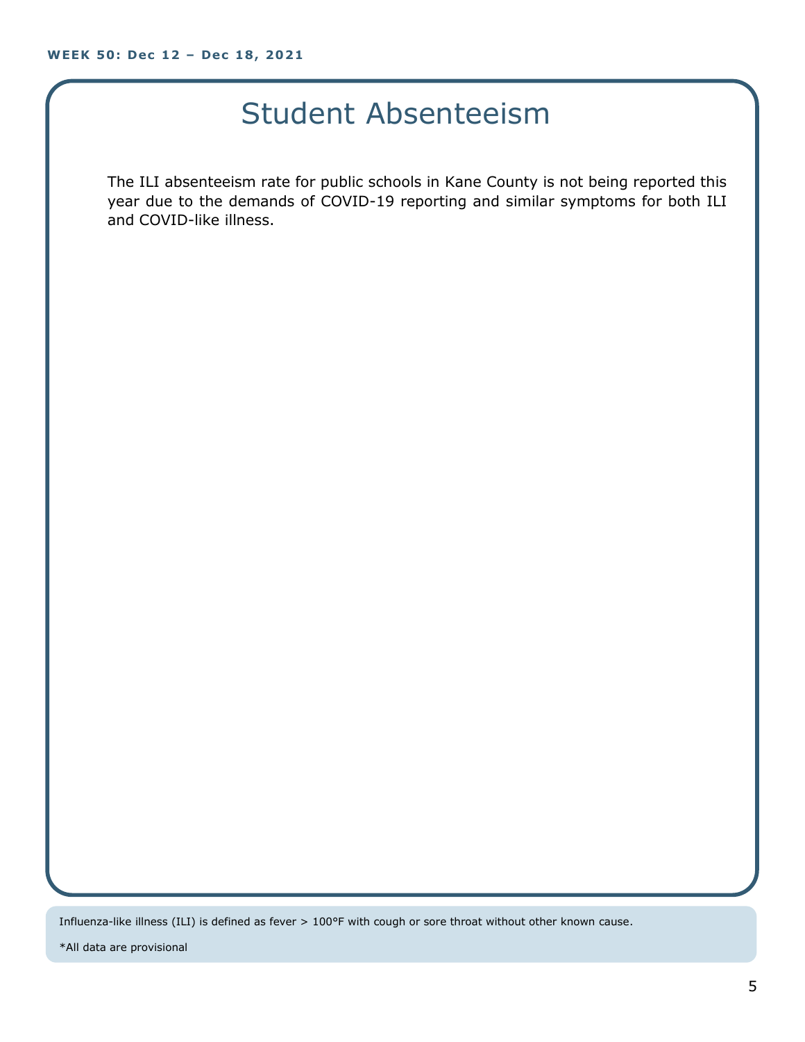# Student Absenteeism

The ILI absenteeism rate for public schools in Kane County is not being reported this year due to the demands of COVID-19 reporting and similar symptoms for both ILI and COVID-like illness.

Influenza-like illness (ILI) is defined as fever > 100°F with cough or sore throat without other known cause.

*All data are provisional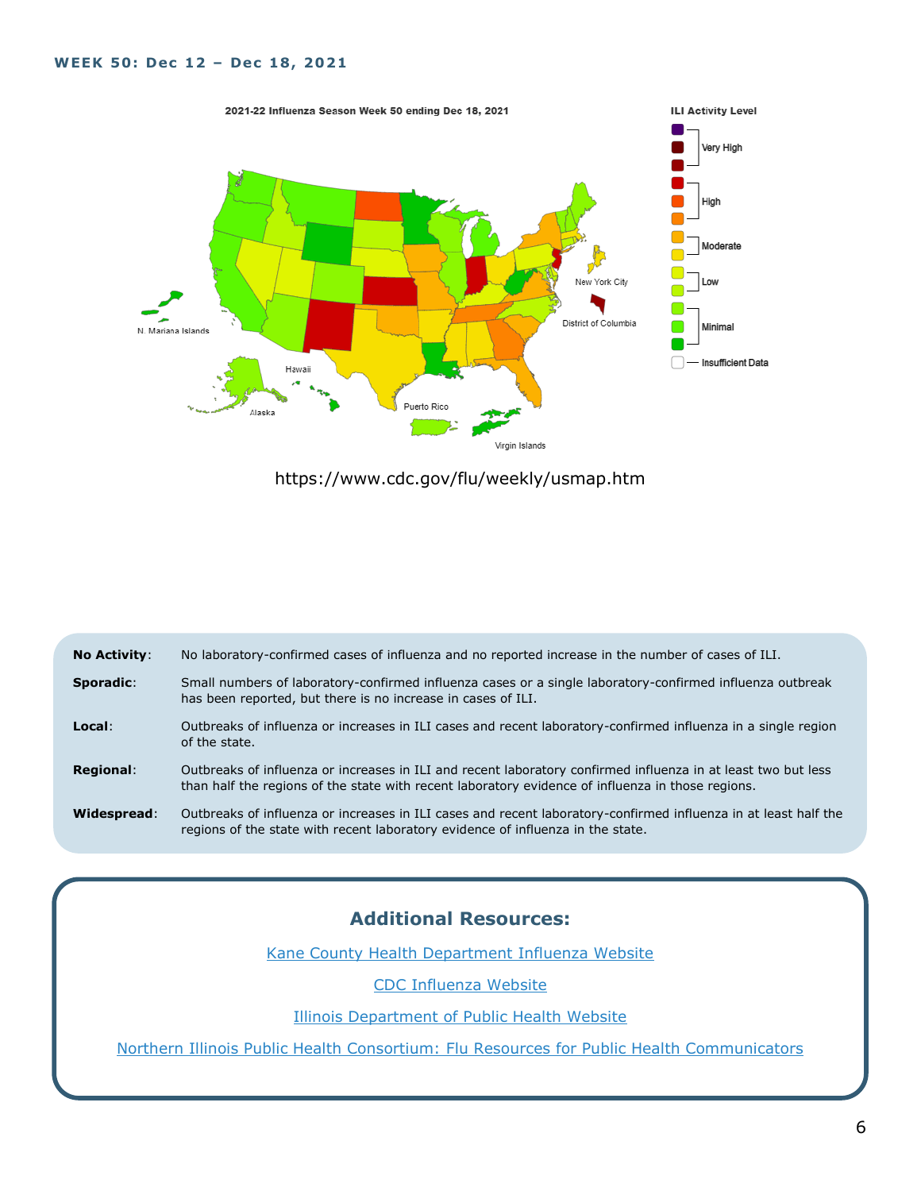**WEEK 50: Dec 12 – Dec 18, 2021**

2021-22 Influenza Season Week 50 ending Dec 18, 2021

ILI Activity Level

Very High

High

Moderate

Low

Minimal

Insufficient Data

N. Mariana Islands

Hawaii

Alaska

Puerto Rico

Virgin Islands

New York City

District of Columbia

https://www.cdc.gov/flu/weekly/usmap.htm

**No Activity**: No laboratory-confirmed cases of influenza and no reported increase in the number of cases of ILI.

**Sporadic**: Small numbers of laboratory-confirmed influenza cases or a single laboratory-confirmed influenza outbreak has been reported, but there is no increase in cases of ILI.

**Local**: Outbreaks of influenza or increases in ILI cases and recent laboratory-confirmed influenza in a single region of the state.

**Regional**: Outbreaks of influenza or increases in ILI and recent laboratory confirmed influenza in at least two but less than half the regions of the state with recent laboratory evidence of influenza in those regions.

**Widespread**: Outbreaks of influenza or increases in ILI cases and recent laboratory-confirmed influenza in at least half the regions of the state with recent laboratory evidence of influenza in the state.

## Additional Resources:

Kane County Health Department Influenza Website

CDC Influenza Website

Illinois Department of Public Health Website

Northern Illinois Public Health Consortium: Flu Resources for Public Health Communicators